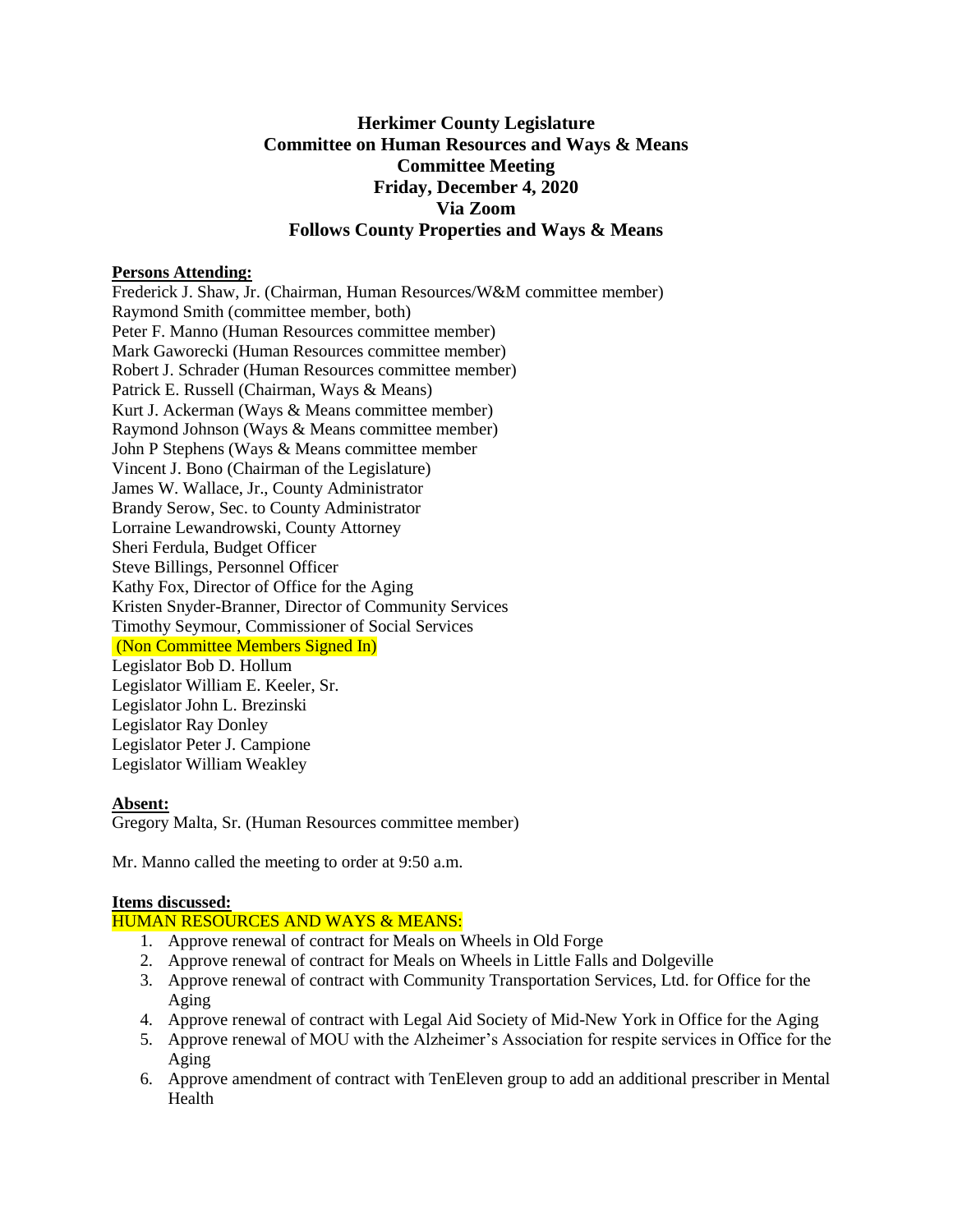# Herkimer County Legislature
## Committee on Human Resources and Ways & Means
## Committee Meeting
## Friday, December 4, 2020
## Via Zoom
## Follows County Properties and Ways & Means

**Persons Attending:**

Frederick J. Shaw, Jr. (Chairman, Human Resources/W&M committee member)
Raymond Smith (committee member, both)
Peter F. Manno (Human Resources committee member)
Mark Gaworecki (Human Resources committee member)
Robert J. Schrader (Human Resources committee member)
Patrick E. Russell (Chairman, Ways & Means)
Kurt J. Ackerman (Ways & Means committee member)
Raymond Johnson (Ways & Means committee member)
John P Stephens (Ways & Means committee member
Vincent J. Bono (Chairman of the Legislature)
James W. Wallace, Jr., County Administrator
Brandy Serow, Sec. to County Administrator
Lorraine Lewandrowski, County Attorney
Sheri Ferdula, Budget Officer
Steve Billings, Personnel Officer
Kathy Fox, Director of Office for the Aging
Kristen Snyder-Branner, Director of Community Services
Timothy Seymour, Commissioner of Social Services
(Non Committee Members Signed In)
Legislator Bob D. Hollum
Legislator William E. Keeler, Sr.
Legislator John L. Brezinski
Legislator Ray Donley
Legislator Peter J. Campione
Legislator William Weakley

**Absent:**

Gregory Malta, Sr. (Human Resources committee member)

Mr. Manno called the meeting to order at 9:50 a.m.

**Items discussed:**

HUMAN RESOURCES AND WAYS & MEANS:

1. Approve renewal of contract for Meals on Wheels in Old Forge
2. Approve renewal of contract for Meals on Wheels in Little Falls and Dolgeville
3. Approve renewal of contract with Community Transportation Services, Ltd. for Office for the Aging
4. Approve renewal of contract with Legal Aid Society of Mid-New York in Office for the Aging
5. Approve renewal of MOU with the Alzheimer's Association for respite services in Office for the Aging
6. Approve amendment of contract with TenEleven group to add an additional prescriber in Mental Health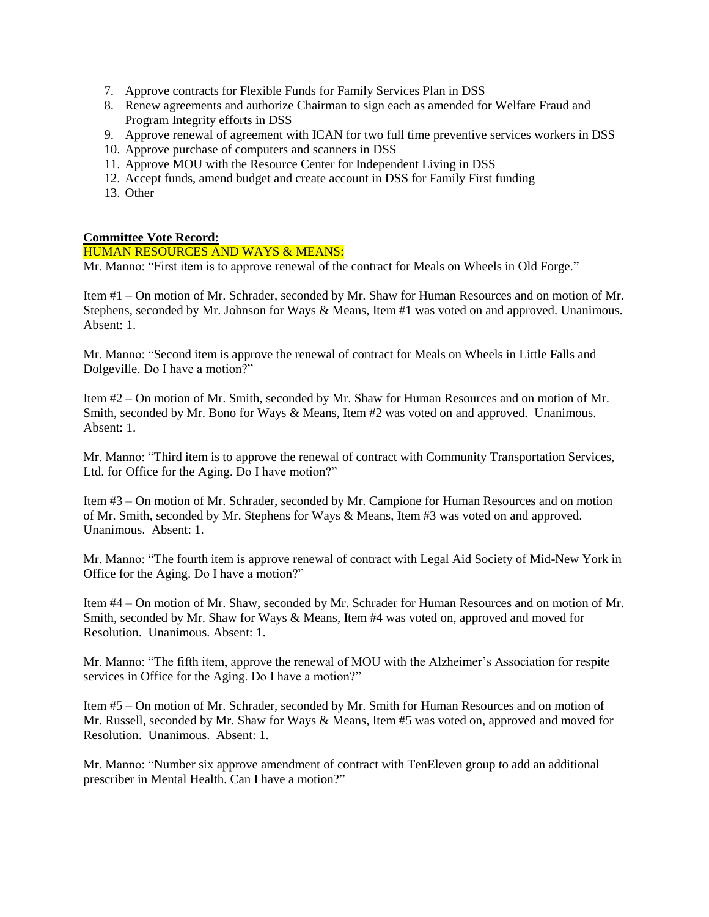7. Approve contracts for Flexible Funds for Family Services Plan in DSS
8. Renew agreements and authorize Chairman to sign each as amended for Welfare Fraud and Program Integrity efforts in DSS
9. Approve renewal of agreement with ICAN for two full time preventive services workers in DSS
10. Approve purchase of computers and scanners in DSS
11. Approve MOU with the Resource Center for Independent Living in DSS
12. Accept funds, amend budget and create account in DSS for Family First funding
13. Other

**Committee Vote Record:**

HUMAN RESOURCES AND WAYS & MEANS:

Mr. Manno: "First item is to approve renewal of the contract for Meals on Wheels in Old Forge."

Item #1 – On motion of Mr. Schrader, seconded by Mr. Shaw for Human Resources and on motion of Mr. Stephens, seconded by Mr. Johnson for Ways & Means, Item #1 was voted on and approved. Unanimous. Absent: 1.

Mr. Manno: "Second item is approve the renewal of contract for Meals on Wheels in Little Falls and Dolgeville. Do I have a motion?"

Item #2 – On motion of Mr. Smith, seconded by Mr. Shaw for Human Resources and on motion of Mr. Smith, seconded by Mr. Bono for Ways & Means, Item #2 was voted on and approved. Unanimous. Absent: 1.

Mr. Manno: "Third item is to approve the renewal of contract with Community Transportation Services, Ltd. for Office for the Aging. Do I have motion?"

Item #3 – On motion of Mr. Schrader, seconded by Mr. Campione for Human Resources and on motion of Mr. Smith, seconded by Mr. Stephens for Ways & Means, Item #3 was voted on and approved. Unanimous. Absent: 1.

Mr. Manno: "The fourth item is approve renewal of contract with Legal Aid Society of Mid-New York in Office for the Aging. Do I have a motion?"

Item #4 – On motion of Mr. Shaw, seconded by Mr. Schrader for Human Resources and on motion of Mr. Smith, seconded by Mr. Shaw for Ways & Means, Item #4 was voted on, approved and moved for Resolution. Unanimous. Absent: 1.

Mr. Manno: "The fifth item, approve the renewal of MOU with the Alzheimer's Association for respite services in Office for the Aging. Do I have a motion?"

Item #5 – On motion of Mr. Schrader, seconded by Mr. Smith for Human Resources and on motion of Mr. Russell, seconded by Mr. Shaw for Ways & Means, Item #5 was voted on, approved and moved for Resolution. Unanimous. Absent: 1.

Mr. Manno: "Number six approve amendment of contract with TenEleven group to add an additional prescriber in Mental Health. Can I have a motion?"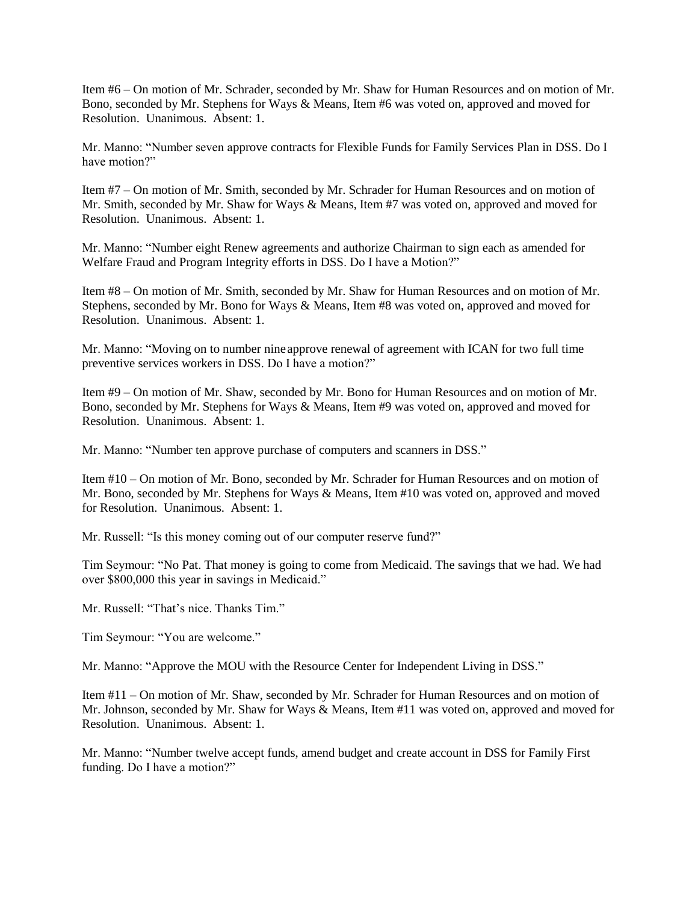Item #6 – On motion of Mr. Schrader, seconded by Mr. Shaw for Human Resources and on motion of Mr. Bono, seconded by Mr. Stephens for Ways & Means, Item #6 was voted on, approved and moved for Resolution. Unanimous. Absent: 1.

Mr. Manno: "Number seven approve contracts for Flexible Funds for Family Services Plan in DSS. Do I have motion?"

Item #7 – On motion of Mr. Smith, seconded by Mr. Schrader for Human Resources and on motion of Mr. Smith, seconded by Mr. Shaw for Ways & Means, Item #7 was voted on, approved and moved for Resolution. Unanimous. Absent: 1.

Mr. Manno: "Number eight Renew agreements and authorize Chairman to sign each as amended for Welfare Fraud and Program Integrity efforts in DSS. Do I have a Motion?"

Item #8 – On motion of Mr. Smith, seconded by Mr. Shaw for Human Resources and on motion of Mr. Stephens, seconded by Mr. Bono for Ways & Means, Item #8 was voted on, approved and moved for Resolution. Unanimous. Absent: 1.

Mr. Manno: "Moving on to number nine approve renewal of agreement with ICAN for two full time preventive services workers in DSS. Do I have a motion?"

Item #9 – On motion of Mr. Shaw, seconded by Mr. Bono for Human Resources and on motion of Mr. Bono, seconded by Mr. Stephens for Ways & Means, Item #9 was voted on, approved and moved for Resolution. Unanimous. Absent: 1.

Mr. Manno: "Number ten approve purchase of computers and scanners in DSS."

Item #10 – On motion of Mr. Bono, seconded by Mr. Schrader for Human Resources and on motion of Mr. Bono, seconded by Mr. Stephens for Ways & Means, Item #10 was voted on, approved and moved for Resolution. Unanimous. Absent: 1.

Mr. Russell: "Is this money coming out of our computer reserve fund?"

Tim Seymour: "No Pat. That money is going to come from Medicaid. The savings that we had. We had over $800,000 this year in savings in Medicaid."

Mr. Russell: "That's nice. Thanks Tim."

Tim Seymour: "You are welcome."

Mr. Manno: "Approve the MOU with the Resource Center for Independent Living in DSS."

Item #11 – On motion of Mr. Shaw, seconded by Mr. Schrader for Human Resources and on motion of Mr. Johnson, seconded by Mr. Shaw for Ways & Means, Item #11 was voted on, approved and moved for Resolution. Unanimous. Absent: 1.

Mr. Manno: "Number twelve accept funds, amend budget and create account in DSS for Family First funding. Do I have a motion?"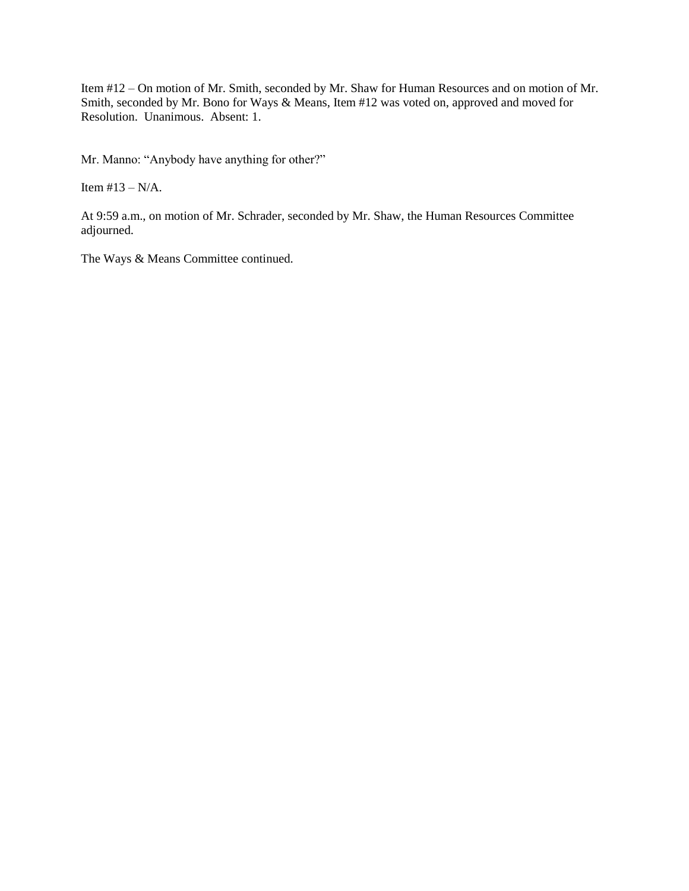Item #12 – On motion of Mr. Smith, seconded by Mr. Shaw for Human Resources and on motion of Mr. Smith, seconded by Mr. Bono for Ways & Means, Item #12 was voted on, approved and moved for Resolution. Unanimous. Absent: 1.

Mr. Manno: "Anybody have anything for other?"

Item #13 – N/A.

At 9:59 a.m., on motion of Mr. Schrader, seconded by Mr. Shaw, the Human Resources Committee adjourned.

The Ways & Means Committee continued.